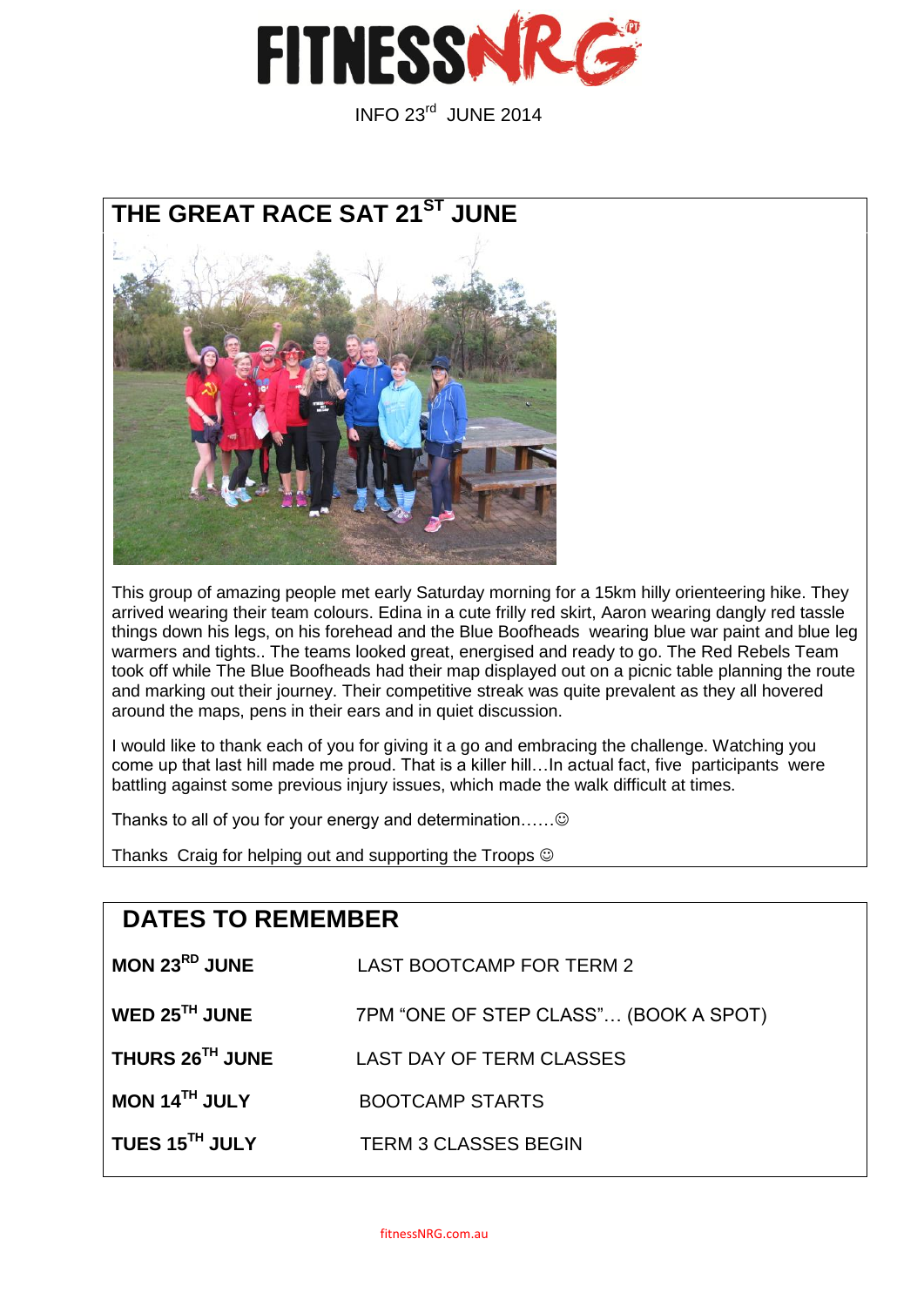# FITNESSNRG

INFO 23rd JUNE 2014

## THE GREAT RACE SAT 21ST JUNE

This group of amazing people met early Saturday morning for a 15km hilly orienteering hike. They arrived wearing their team colours. Edina in a cute frilly red skirt, Aaron wearing dangly red tassle things down his legs, on his forehead and the Blue Boofheads wearing blue war paint and blue leg warmers and tights.. The teams looked great, energised and ready to go. The Red Rebels Team took off while The Blue Boofheads had their map displayed out on a picnic table planning the route and marking out their journey. Their competitive streak was quite prevalent as they all hovered around the maps, pens in their ears and in quiet discussion.

I would like to thank each of you for giving it a go and embracing the challenge. Watching you come up that last hill made me proud. That is a killer hill…In actual fact, five participants were battling against some previous injury issues, which made the walk difficult at times.

Thanks to all of you for your energy and determination……☺

Thanks Craig for helping out and supporting the Troops ☺

## DATES TO REMEMBER

| | |
|---|---|
| **MON 23RD JUNE** | LAST BOOTCAMP FOR TERM 2 |
| **WED 25TH JUNE** | 7PM "ONE OF STEP CLASS"… (BOOK A SPOT) |
| **THURS 26TH JUNE** | LAST DAY OF TERM CLASSES |
| **MON 14TH JULY** | BOOTCAMP STARTS |
| **TUES 15TH JULY** | TERM 3 CLASSES BEGIN |

fitnessNRG.com.au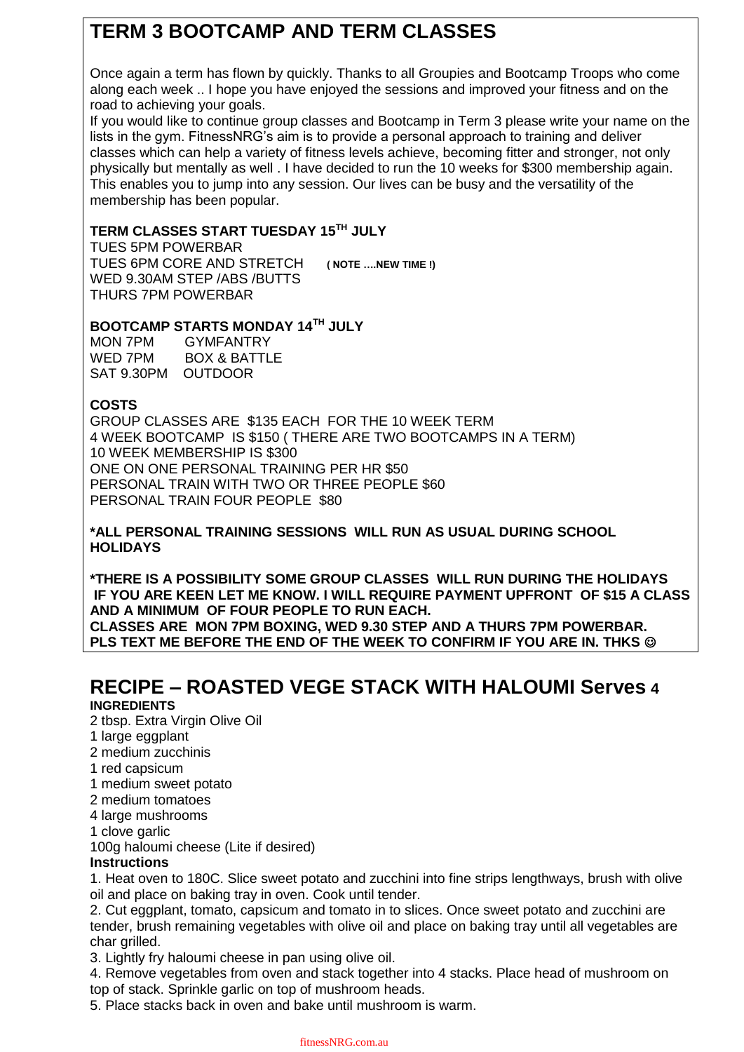# TERM 3 BOOTCAMP AND TERM CLASSES

Once again a term has flown by quickly. Thanks to all Groupies and Bootcamp Troops who come along each week .. I hope you have enjoyed the sessions and improved your fitness and on the road to achieving your goals.

If you would like to continue group classes and Bootcamp in Term 3 please write your name on the lists in the gym. FitnessNRG's aim is to provide a personal approach to training and deliver classes which can help a variety of fitness levels achieve, becoming fitter and stronger, not only physically but mentally as well . I have decided to run the 10 weeks for $300 membership again. This enables you to jump into any session. Our lives can be busy and the versatility of the membership has been popular.

**TERM CLASSES START TUESDAY 15TH JULY**

TUES 5PM POWERBAR
TUES 6PM CORE AND STRETCH **( NOTE ….NEW TIME !)**
WED 9.30AM STEP /ABS /BUTTS
THURS 7PM POWERBAR

**BOOTCAMP STARTS MONDAY 14TH JULY**

MON 7PM GYMFANTRY
WED 7PM BOX & BATTLE
SAT 9.30PM OUTDOOR

**COSTS**

GROUP CLASSES ARE $135 EACH FOR THE 10 WEEK TERM
4 WEEK BOOTCAMP IS $150 ( THERE ARE TWO BOOTCAMPS IN A TERM)
10 WEEK MEMBERSHIP IS $300
ONE ON ONE PERSONAL TRAINING PER HR $50
PERSONAL TRAIN WITH TWO OR THREE PEOPLE $60
PERSONAL TRAIN FOUR PEOPLE $80

**\*ALL PERSONAL TRAINING SESSIONS WILL RUN AS USUAL DURING SCHOOL HOLIDAYS**

**\*THERE IS A POSSIBILITY SOME GROUP CLASSES WILL RUN DURING THE HOLIDAYS IF YOU ARE KEEN LET ME KNOW. I WILL REQUIRE PAYMENT UPFRONT OF $15 A CLASS AND A MINIMUM OF FOUR PEOPLE TO RUN EACH.**
**CLASSES ARE MON 7PM BOXING, WED 9.30 STEP AND A THURS 7PM POWERBAR.**
**PLS TEXT ME BEFORE THE END OF THE WEEK TO CONFIRM IF YOU ARE IN. THKS ☺**

# RECIPE – ROASTED VEGE STACK WITH HALOUMI Serves 4

**INGREDIENTS**

2 tbsp. Extra Virgin Olive Oil
1 large eggplant
2 medium zucchinis
1 red capsicum
1 medium sweet potato
2 medium tomatoes
4 large mushrooms
1 clove garlic
100g haloumi cheese (Lite if desired)

**Instructions**

1. Heat oven to 180C. Slice sweet potato and zucchini into fine strips lengthways, brush with olive oil and place on baking tray in oven. Cook until tender.
2. Cut eggplant, tomato, capsicum and tomato in to slices. Once sweet potato and zucchini are tender, brush remaining vegetables with olive oil and place on baking tray until all vegetables are char grilled.
3. Lightly fry haloumi cheese in pan using olive oil.
4. Remove vegetables from oven and stack together into 4 stacks. Place head of mushroom on top of stack. Sprinkle garlic on top of mushroom heads.
5. Place stacks back in oven and bake until mushroom is warm.

fitnessNRG.com.au